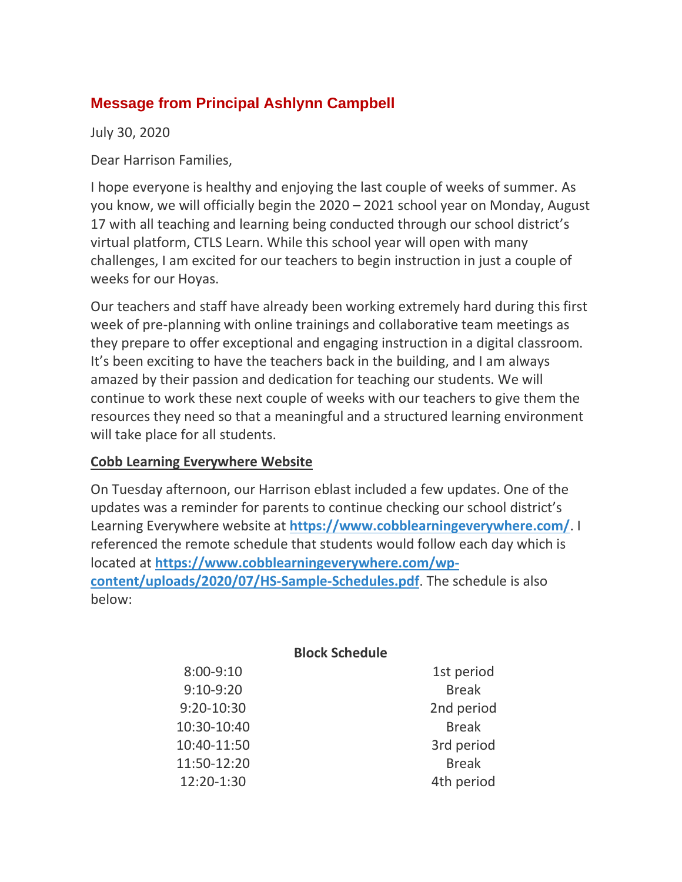## Message from Principal Ashlynn Campbell

July 30, 2020

Dear Harrison Families,

I hope everyone is healthy and enjoying the last couple of weeks of summer. As you know, we will officially begin the 2020 – 2021 school year on Monday, August 17 with all teaching and learning being conducted through our school district's virtual platform, CTLS Learn. While this school year will open with many challenges, I am excited for our teachers to begin instruction in just a couple of weeks for our Hoyas.

Our teachers and staff have already been working extremely hard during this first week of pre-planning with online trainings and collaborative team meetings as they prepare to offer exceptional and engaging instruction in a digital classroom. It's been exciting to have the teachers back in the building, and I am always amazed by their passion and dedication for teaching our students. We will continue to work these next couple of weeks with our teachers to give them the resources they need so that a meaningful and a structured learning environment will take place for all students.

### Cobb Learning Everywhere Website

On Tuesday afternoon, our Harrison eblast included a few updates. One of the updates was a reminder for parents to continue checking our school district's Learning Everywhere website at **https://www.cobblearningeverywhere.com/**. I referenced the remote schedule that students would follow each day which is located at **https://www.cobblearningeverywhere.com/wp-content/uploads/2020/07/HS-Sample-Schedules.pdf**. The schedule is also below:

**Block Schedule**

| Time | Period |
|---|---|
| 8:00-9:10 | 1st period |
| 9:10-9:20 | Break |
| 9:20-10:30 | 2nd period |
| 10:30-10:40 | Break |
| 10:40-11:50 | 3rd period |
| 11:50-12:20 | Break |
| 12:20-1:30 | 4th period |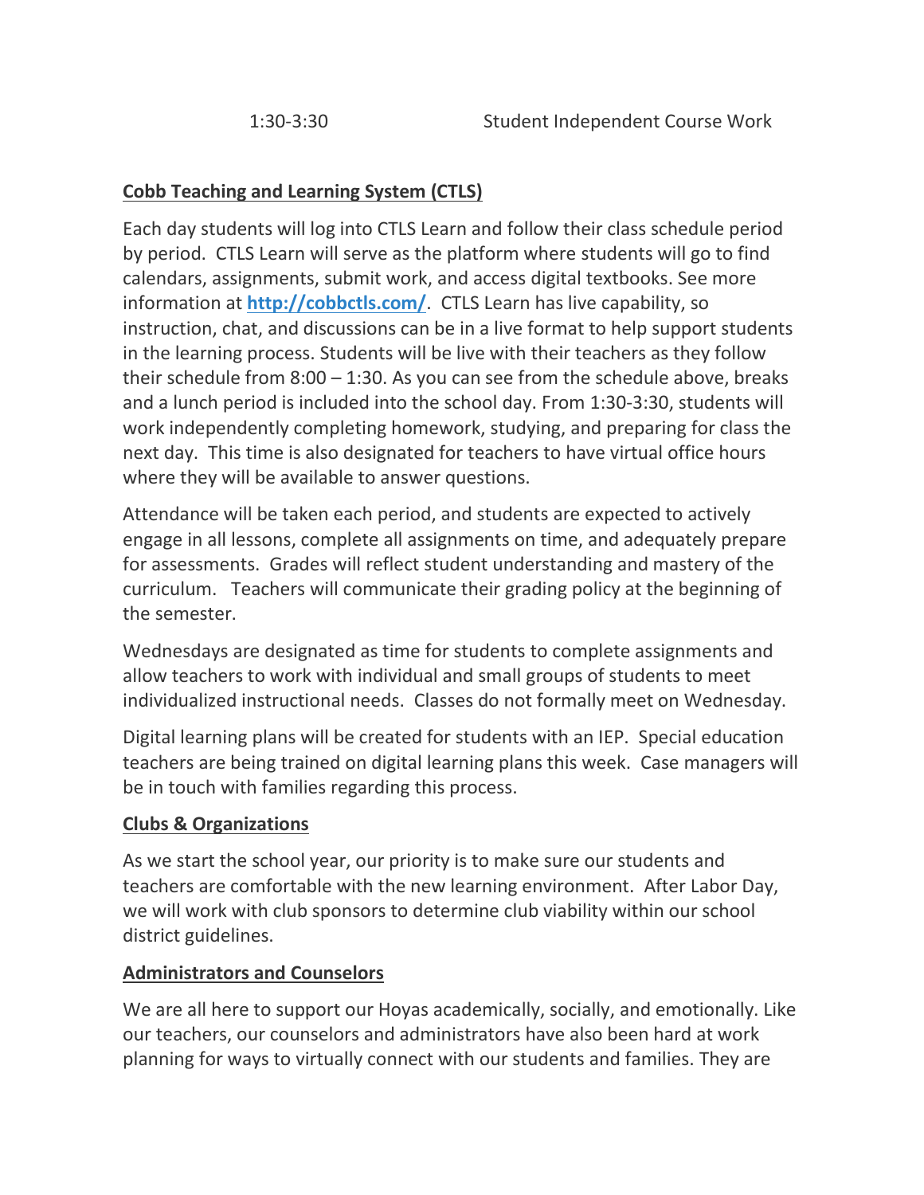| 1:30-3:30 | Student Independent Course Work |
| --- | --- |

**Cobb Teaching and Learning System (CTLS)**

Each day students will log into CTLS Learn and follow their class schedule period by period. CTLS Learn will serve as the platform where students will go to find calendars, assignments, submit work, and access digital textbooks. See more information at **http://cobbctls.com/**. CTLS Learn has live capability, so instruction, chat, and discussions can be in a live format to help support students in the learning process. Students will be live with their teachers as they follow their schedule from 8:00 – 1:30. As you can see from the schedule above, breaks and a lunch period is included into the school day. From 1:30-3:30, students will work independently completing homework, studying, and preparing for class the next day. This time is also designated for teachers to have virtual office hours where they will be available to answer questions.

Attendance will be taken each period, and students are expected to actively engage in all lessons, complete all assignments on time, and adequately prepare for assessments. Grades will reflect student understanding and mastery of the curriculum. Teachers will communicate their grading policy at the beginning of the semester.

Wednesdays are designated as time for students to complete assignments and allow teachers to work with individual and small groups of students to meet individualized instructional needs. Classes do not formally meet on Wednesday.

Digital learning plans will be created for students with an IEP. Special education teachers are being trained on digital learning plans this week. Case managers will be in touch with families regarding this process.

**Clubs & Organizations**

As we start the school year, our priority is to make sure our students and teachers are comfortable with the new learning environment. After Labor Day, we will work with club sponsors to determine club viability within our school district guidelines.

**Administrators and Counselors**

We are all here to support our Hoyas academically, socially, and emotionally. Like our teachers, our counselors and administrators have also been hard at work planning for ways to virtually connect with our students and families. They are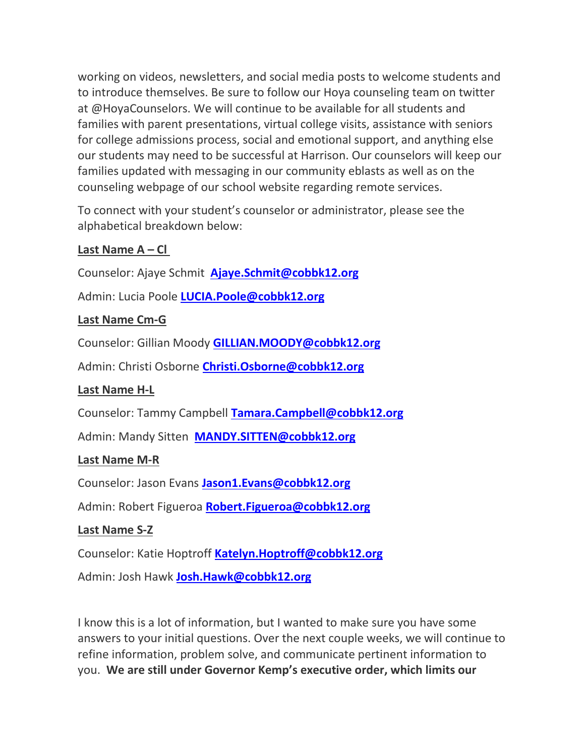working on videos, newsletters, and social media posts to welcome students and to introduce themselves. Be sure to follow our Hoya counseling team on twitter at @HoyaCounselors. We will continue to be available for all students and families with parent presentations, virtual college visits, assistance with seniors for college admissions process, social and emotional support, and anything else our students may need to be successful at Harrison. Our counselors will keep our families updated with messaging in our community eblasts as well as on the counseling webpage of our school website regarding remote services.

To connect with your student's counselor or administrator, please see the alphabetical breakdown below:

**Last Name A – Cl**

Counselor: Ajaye Schmit **Ajaye.Schmit@cobbk12.org**

Admin: Lucia Poole **LUCIA.Poole@cobbk12.org**

**Last Name Cm-G**

Counselor: Gillian Moody **GILLIAN.MOODY@cobbk12.org**

Admin: Christi Osborne **Christi.Osborne@cobbk12.org**

**Last Name H-L**

Counselor: Tammy Campbell **Tamara.Campbell@cobbk12.org**

Admin: Mandy Sitten **MANDY.SITTEN@cobbk12.org**

**Last Name M-R**

Counselor: Jason Evans **Jason1.Evans@cobbk12.org**

Admin: Robert Figueroa **Robert.Figueroa@cobbk12.org**

**Last Name S-Z**

Counselor: Katie Hoptroff **Katelyn.Hoptroff@cobbk12.org**

Admin: Josh Hawk **Josh.Hawk@cobbk12.org**

I know this is a lot of information, but I wanted to make sure you have some answers to your initial questions. Over the next couple weeks, we will continue to refine information, problem solve, and communicate pertinent information to you. **We are still under Governor Kemp's executive order, which limits our**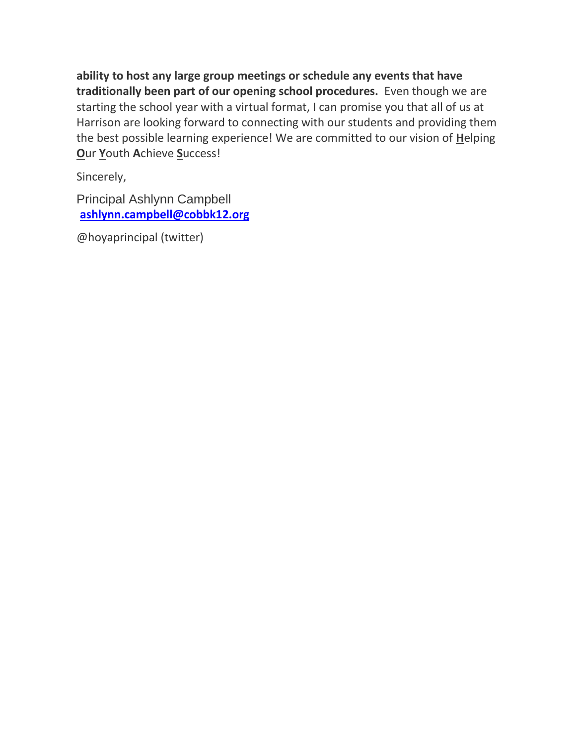**ability to host any large group meetings or schedule any events that have traditionally been part of our opening school procedures.** Even though we are starting the school year with a virtual format, I can promise you that all of us at Harrison are looking forward to connecting with our students and providing them the best possible learning experience! We are committed to our vision of **H**elping **O**ur **Y**outh **A**chieve **S**uccess!

Sincerely,

Principal Ashlynn Campbell
**ashlynn.campbell@cobbk12.org**

@hoyaprincipal (twitter)